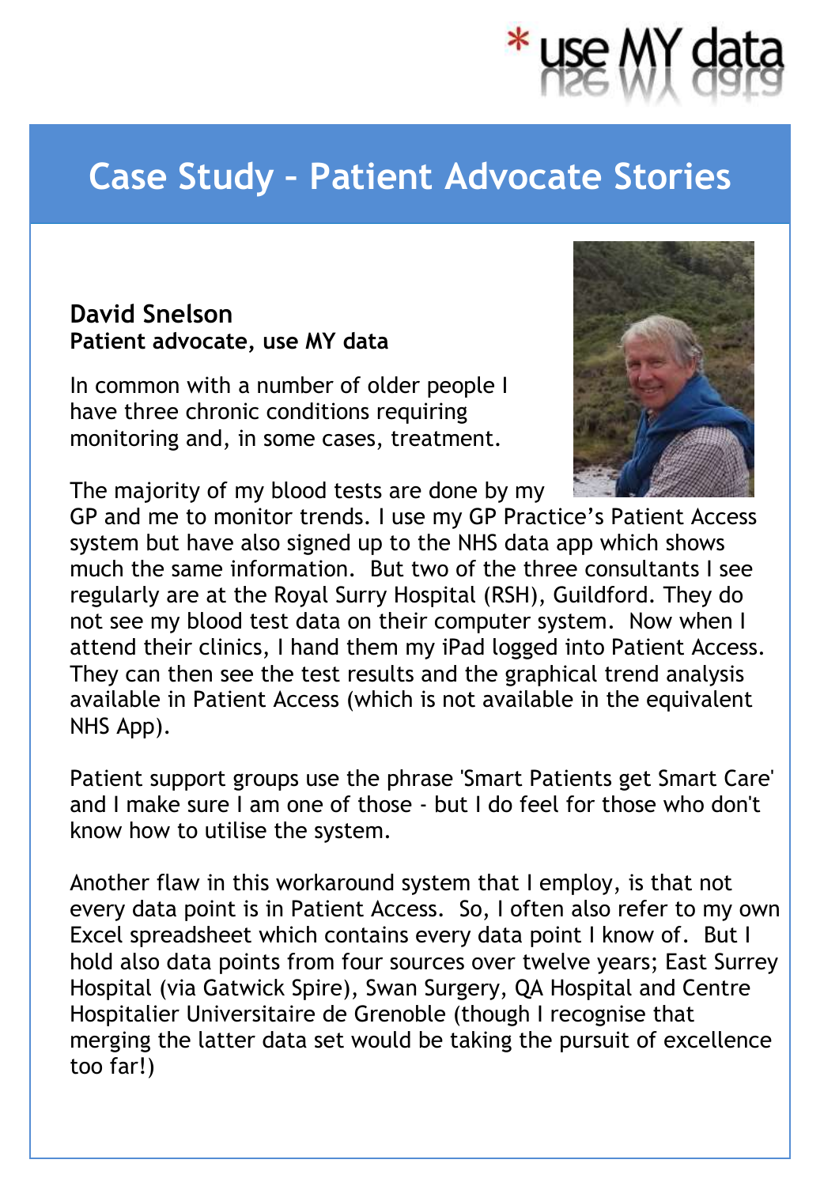\* use MY data

# Case Study – Patient Advocate Stories

**David Snelson**
**Patient advocate, use MY data**

In common with a number of older people I have three chronic conditions requiring monitoring and, in some cases, treatment.

The majority of my blood tests are done by my GP and me to monitor trends. I use my GP Practice's Patient Access system but have also signed up to the NHS data app which shows much the same information. But two of the three consultants I see regularly are at the Royal Surry Hospital (RSH), Guildford. They do not see my blood test data on their computer system. Now when I attend their clinics, I hand them my iPad logged into Patient Access. They can then see the test results and the graphical trend analysis available in Patient Access (which is not available in the equivalent NHS App).

Patient support groups use the phrase 'Smart Patients get Smart Care' and I make sure I am one of those - but I do feel for those who don't know how to utilise the system.

Another flaw in this workaround system that I employ, is that not every data point is in Patient Access. So, I often also refer to my own Excel spreadsheet which contains every data point I know of. But I hold also data points from four sources over twelve years; East Surrey Hospital (via Gatwick Spire), Swan Surgery, QA Hospital and Centre Hospitalier Universitaire de Grenoble (though I recognise that merging the latter data set would be taking the pursuit of excellence too far!)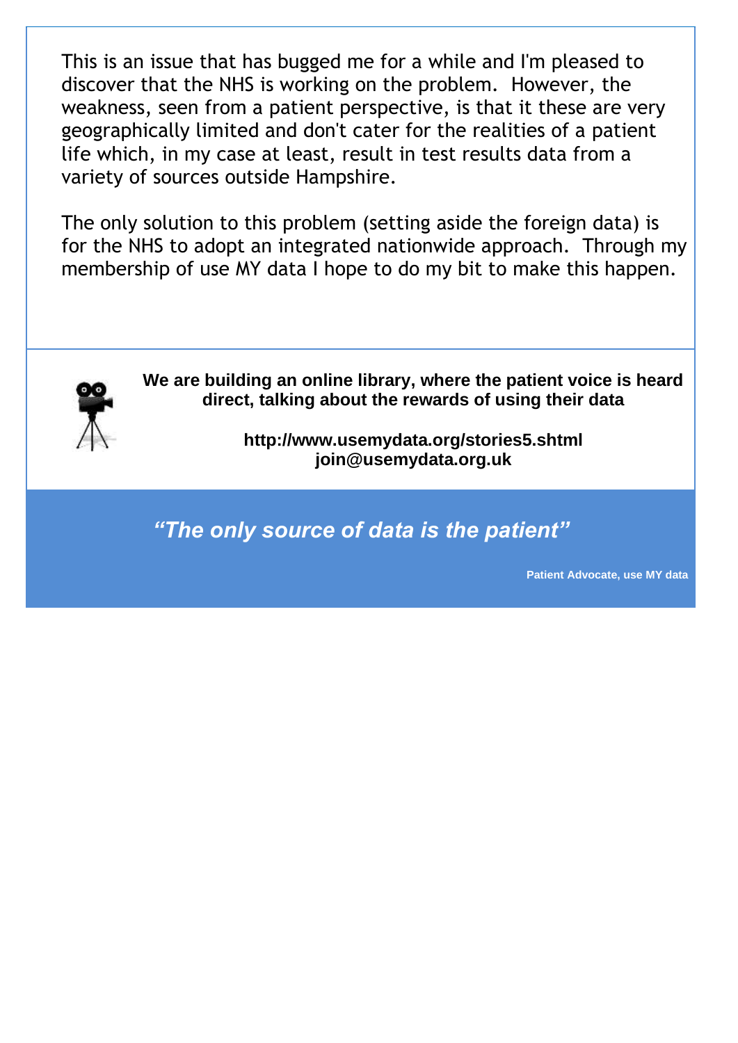This is an issue that has bugged me for a while and I'm pleased to discover that the NHS is working on the problem. However, the weakness, seen from a patient perspective, is that it these are very geographically limited and don't cater for the realities of a patient life which, in my case at least, result in test results data from a variety of sources outside Hampshire.

The only solution to this problem (setting aside the foreign data) is for the NHS to adopt an integrated nationwide approach. Through my membership of use MY data I hope to do my bit to make this happen.

**We are building an online library, where the patient voice is heard direct, talking about the rewards of using their data**

**http://www.usemydata.org/stories5.shtml**
**join@usemydata.org.uk**

***"The only source of data is the patient"***

**Patient Advocate, use MY data**